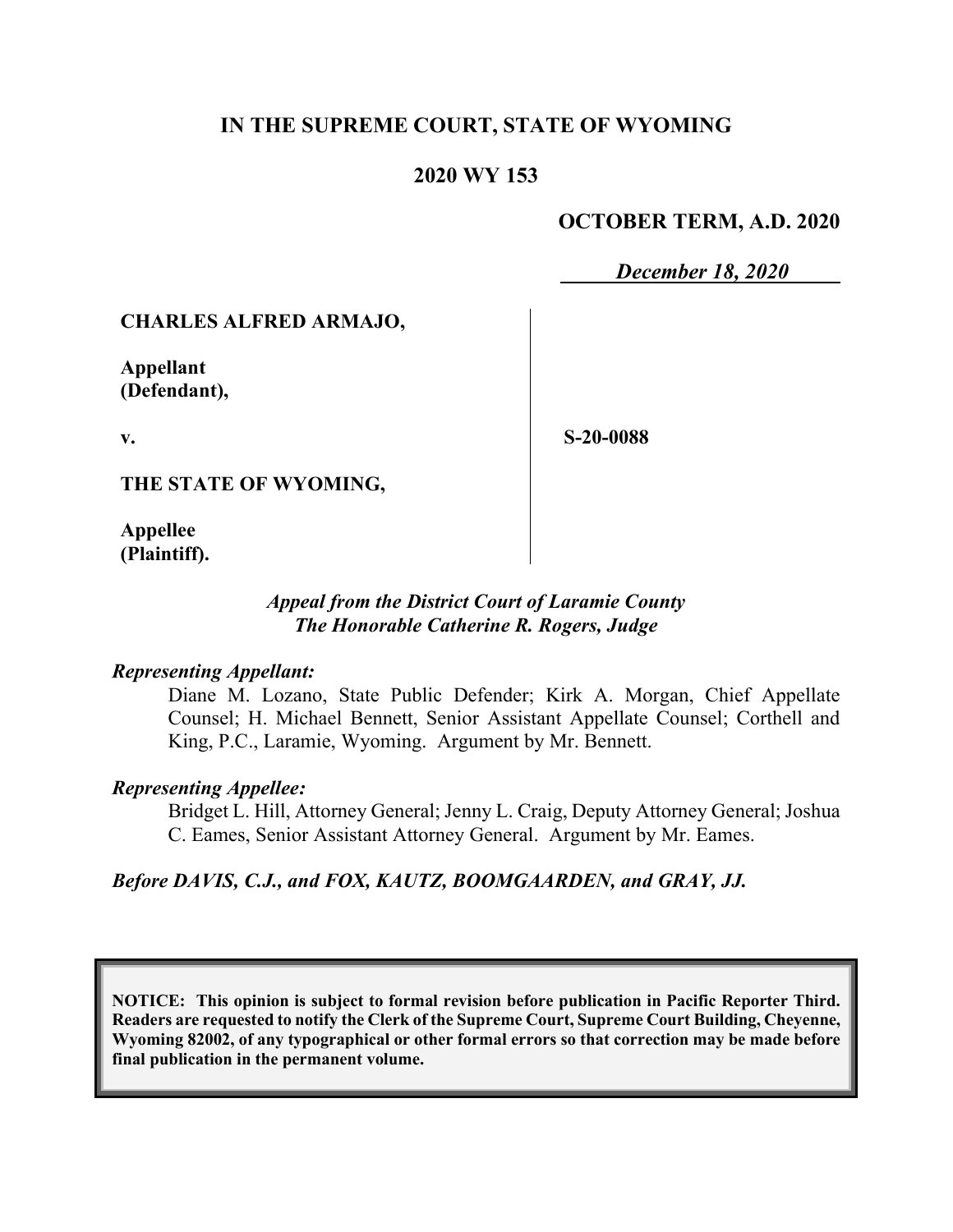# IN THE SUPREME COURT, STATE OF WYOMING

## 2020 WY 153

**OCTOBER TERM, A.D. 2020**

***December 18, 2020***

| | |
|---|---|
| **CHARLES ALFRED ARMAJO,**<br><br>**Appellant (Defendant),**<br><br>**v.**<br><br>**THE STATE OF WYOMING,**<br><br>**Appellee (Plaintiff).** | **S-20-0088** |

*Appeal from the District Court of Laramie County*
*The Honorable Catherine R. Rogers, Judge*

*Representing Appellant:*

Diane M. Lozano, State Public Defender; Kirk A. Morgan, Chief Appellate Counsel; H. Michael Bennett, Senior Assistant Appellate Counsel; Corthell and King, P.C., Laramie, Wyoming. Argument by Mr. Bennett.

*Representing Appellee:*

Bridget L. Hill, Attorney General; Jenny L. Craig, Deputy Attorney General; Joshua C. Eames, Senior Assistant Attorney General. Argument by Mr. Eames.

***Before DAVIS, C.J., and FOX, KAUTZ, BOOMGAARDEN, and GRAY, JJ.***

**NOTICE: This opinion is subject to formal revision before publication in Pacific Reporter Third. Readers are requested to notify the Clerk of the Supreme Court, Supreme Court Building, Cheyenne, Wyoming 82002, of any typographical or other formal errors so that correction may be made before final publication in the permanent volume.**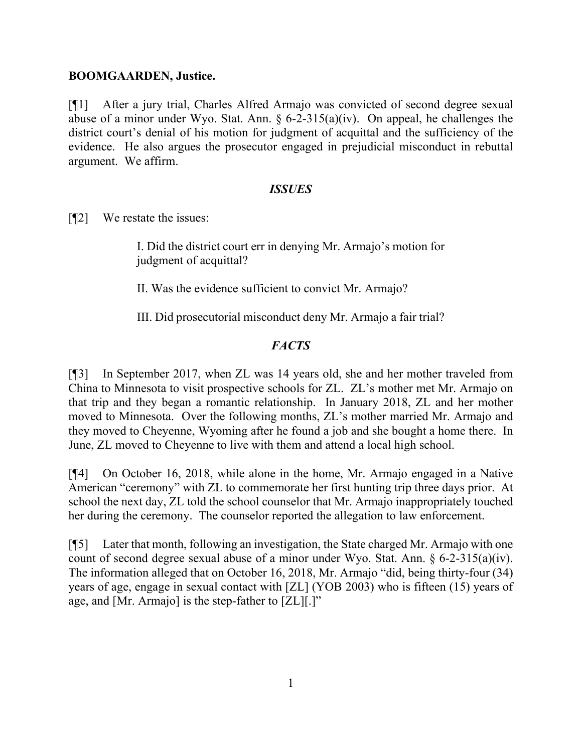**BOOMGAARDEN, Justice.**

[¶1] After a jury trial, Charles Alfred Armajo was convicted of second degree sexual abuse of a minor under Wyo. Stat. Ann. § 6-2-315(a)(iv). On appeal, he challenges the district court's denial of his motion for judgment of acquittal and the sufficiency of the evidence. He also argues the prosecutor engaged in prejudicial misconduct in rebuttal argument. We affirm.

## *ISSUES*

[¶2] We restate the issues:

> I. Did the district court err in denying Mr. Armajo's motion for judgment of acquittal?
>
> II. Was the evidence sufficient to convict Mr. Armajo?
>
> III. Did prosecutorial misconduct deny Mr. Armajo a fair trial?

## *FACTS*

[¶3] In September 2017, when ZL was 14 years old, she and her mother traveled from China to Minnesota to visit prospective schools for ZL. ZL's mother met Mr. Armajo on that trip and they began a romantic relationship. In January 2018, ZL and her mother moved to Minnesota. Over the following months, ZL's mother married Mr. Armajo and they moved to Cheyenne, Wyoming after he found a job and she bought a home there. In June, ZL moved to Cheyenne to live with them and attend a local high school.

[¶4] On October 16, 2018, while alone in the home, Mr. Armajo engaged in a Native American "ceremony" with ZL to commemorate her first hunting trip three days prior. At school the next day, ZL told the school counselor that Mr. Armajo inappropriately touched her during the ceremony. The counselor reported the allegation to law enforcement.

[¶5] Later that month, following an investigation, the State charged Mr. Armajo with one count of second degree sexual abuse of a minor under Wyo. Stat. Ann. § 6-2-315(a)(iv). The information alleged that on October 16, 2018, Mr. Armajo "did, being thirty-four (34) years of age, engage in sexual contact with [ZL] (YOB 2003) who is fifteen (15) years of age, and [Mr. Armajo] is the step-father to [ZL][.]"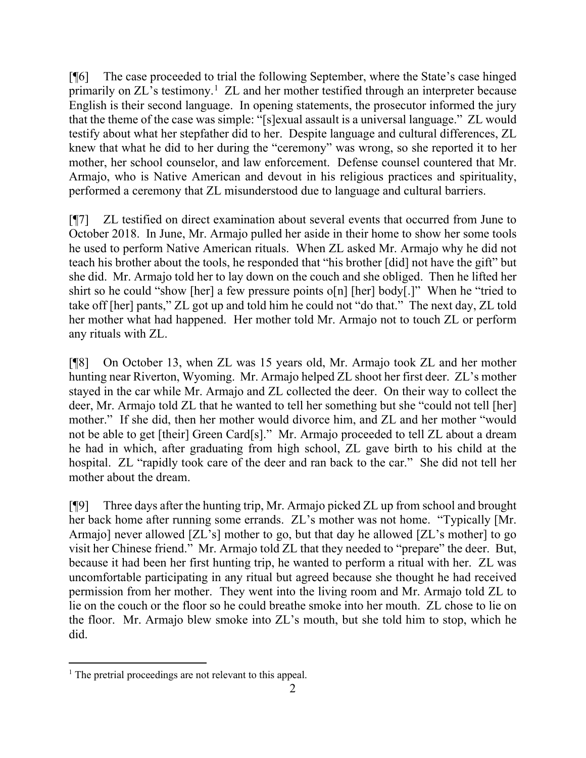[¶6] The case proceeded to trial the following September, where the State's case hinged primarily on ZL's testimony.[1] ZL and her mother testified through an interpreter because English is their second language. In opening statements, the prosecutor informed the jury that the theme of the case was simple: "[s]exual assault is a universal language." ZL would testify about what her stepfather did to her. Despite language and cultural differences, ZL knew that what he did to her during the "ceremony" was wrong, so she reported it to her mother, her school counselor, and law enforcement. Defense counsel countered that Mr. Armajo, who is Native American and devout in his religious practices and spirituality, performed a ceremony that ZL misunderstood due to language and cultural barriers.

[¶7] ZL testified on direct examination about several events that occurred from June to October 2018. In June, Mr. Armajo pulled her aside in their home to show her some tools he used to perform Native American rituals. When ZL asked Mr. Armajo why he did not teach his brother about the tools, he responded that "his brother [did] not have the gift" but she did. Mr. Armajo told her to lay down on the couch and she obliged. Then he lifted her shirt so he could "show [her] a few pressure points o[n] [her] body[.]" When he "tried to take off [her] pants," ZL got up and told him he could not "do that." The next day, ZL told her mother what had happened. Her mother told Mr. Armajo not to touch ZL or perform any rituals with ZL.

[¶8] On October 13, when ZL was 15 years old, Mr. Armajo took ZL and her mother hunting near Riverton, Wyoming. Mr. Armajo helped ZL shoot her first deer. ZL's mother stayed in the car while Mr. Armajo and ZL collected the deer. On their way to collect the deer, Mr. Armajo told ZL that he wanted to tell her something but she "could not tell [her] mother." If she did, then her mother would divorce him, and ZL and her mother "would not be able to get [their] Green Card[s]." Mr. Armajo proceeded to tell ZL about a dream he had in which, after graduating from high school, ZL gave birth to his child at the hospital. ZL "rapidly took care of the deer and ran back to the car." She did not tell her mother about the dream.

[¶9] Three days after the hunting trip, Mr. Armajo picked ZL up from school and brought her back home after running some errands. ZL's mother was not home. "Typically [Mr. Armajo] never allowed [ZL's] mother to go, but that day he allowed [ZL's mother] to go visit her Chinese friend." Mr. Armajo told ZL that they needed to "prepare" the deer. But, because it had been her first hunting trip, he wanted to perform a ritual with her. ZL was uncomfortable participating in any ritual but agreed because she thought he had received permission from her mother. They went into the living room and Mr. Armajo told ZL to lie on the couch or the floor so he could breathe smoke into her mouth. ZL chose to lie on the floor. Mr. Armajo blew smoke into ZL's mouth, but she told him to stop, which he did.

[1] The pretrial proceedings are not relevant to this appeal.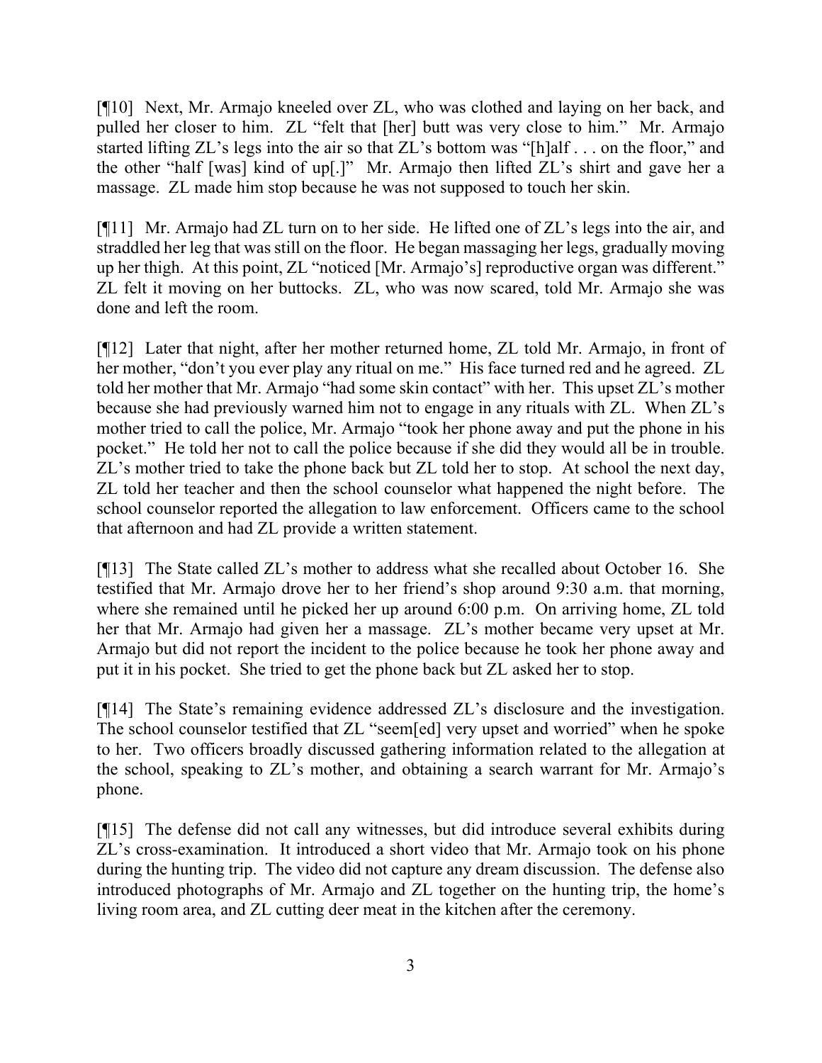[¶10] Next, Mr. Armajo kneeled over ZL, who was clothed and laying on her back, and pulled her closer to him. ZL "felt that [her] butt was very close to him." Mr. Armajo started lifting ZL's legs into the air so that ZL's bottom was "[h]alf . . . on the floor," and the other "half [was] kind of up[.]" Mr. Armajo then lifted ZL's shirt and gave her a massage. ZL made him stop because he was not supposed to touch her skin.

[¶11] Mr. Armajo had ZL turn on to her side. He lifted one of ZL's legs into the air, and straddled her leg that was still on the floor. He began massaging her legs, gradually moving up her thigh. At this point, ZL "noticed [Mr. Armajo's] reproductive organ was different." ZL felt it moving on her buttocks. ZL, who was now scared, told Mr. Armajo she was done and left the room.

[¶12] Later that night, after her mother returned home, ZL told Mr. Armajo, in front of her mother, "don't you ever play any ritual on me." His face turned red and he agreed. ZL told her mother that Mr. Armajo "had some skin contact" with her. This upset ZL's mother because she had previously warned him not to engage in any rituals with ZL. When ZL's mother tried to call the police, Mr. Armajo "took her phone away and put the phone in his pocket." He told her not to call the police because if she did they would all be in trouble. ZL's mother tried to take the phone back but ZL told her to stop. At school the next day, ZL told her teacher and then the school counselor what happened the night before. The school counselor reported the allegation to law enforcement. Officers came to the school that afternoon and had ZL provide a written statement.

[¶13] The State called ZL's mother to address what she recalled about October 16. She testified that Mr. Armajo drove her to her friend's shop around 9:30 a.m. that morning, where she remained until he picked her up around 6:00 p.m. On arriving home, ZL told her that Mr. Armajo had given her a massage. ZL's mother became very upset at Mr. Armajo but did not report the incident to the police because he took her phone away and put it in his pocket. She tried to get the phone back but ZL asked her to stop.

[¶14] The State's remaining evidence addressed ZL's disclosure and the investigation. The school counselor testified that ZL "seem[ed] very upset and worried" when he spoke to her. Two officers broadly discussed gathering information related to the allegation at the school, speaking to ZL's mother, and obtaining a search warrant for Mr. Armajo's phone.

[¶15] The defense did not call any witnesses, but did introduce several exhibits during ZL's cross-examination. It introduced a short video that Mr. Armajo took on his phone during the hunting trip. The video did not capture any dream discussion. The defense also introduced photographs of Mr. Armajo and ZL together on the hunting trip, the home's living room area, and ZL cutting deer meat in the kitchen after the ceremony.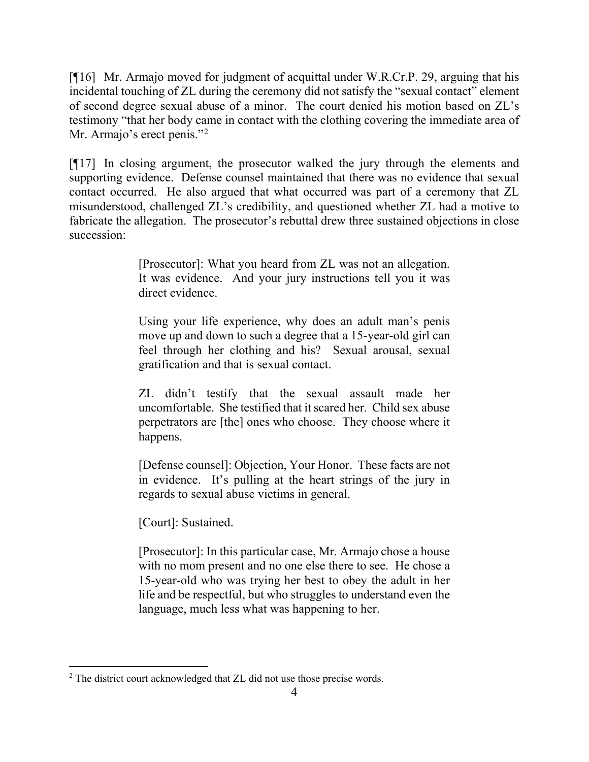[¶16] Mr. Armajo moved for judgment of acquittal under W.R.Cr.P. 29, arguing that his incidental touching of ZL during the ceremony did not satisfy the "sexual contact" element of second degree sexual abuse of a minor. The court denied his motion based on ZL's testimony "that her body came in contact with the clothing covering the immediate area of Mr. Armajo's erect penis."[2]

[¶17] In closing argument, the prosecutor walked the jury through the elements and supporting evidence. Defense counsel maintained that there was no evidence that sexual contact occurred. He also argued that what occurred was part of a ceremony that ZL misunderstood, challenged ZL's credibility, and questioned whether ZL had a motive to fabricate the allegation. The prosecutor's rebuttal drew three sustained objections in close succession:

> [Prosecutor]: What you heard from ZL was not an allegation. It was evidence. And your jury instructions tell you it was direct evidence.
>
> Using your life experience, why does an adult man's penis move up and down to such a degree that a 15-year-old girl can feel through her clothing and his? Sexual arousal, sexual gratification and that is sexual contact.
>
> ZL didn't testify that the sexual assault made her uncomfortable. She testified that it scared her. Child sex abuse perpetrators are [the] ones who choose. They choose where it happens.
>
> [Defense counsel]: Objection, Your Honor. These facts are not in evidence. It's pulling at the heart strings of the jury in regards to sexual abuse victims in general.
>
> [Court]: Sustained.
>
> [Prosecutor]: In this particular case, Mr. Armajo chose a house with no mom present and no one else there to see. He chose a 15-year-old who was trying her best to obey the adult in her life and be respectful, but who struggles to understand even the language, much less what was happening to her.

---

[2] The district court acknowledged that ZL did not use those precise words.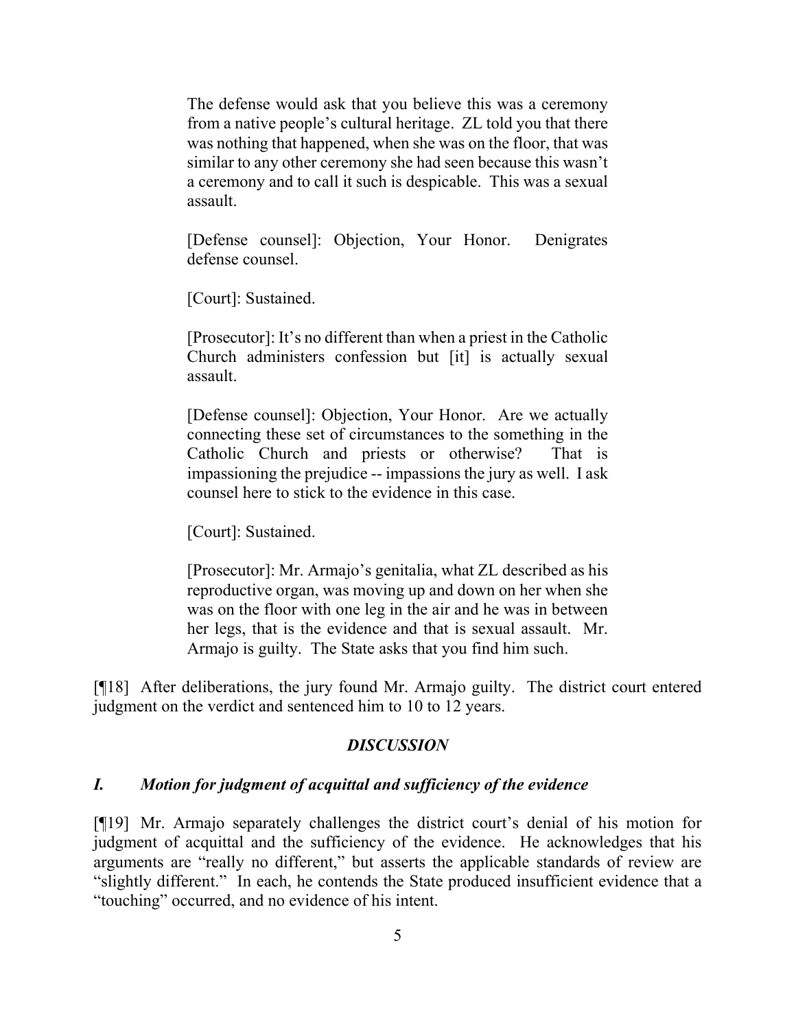> The defense would ask that you believe this was a ceremony from a native people's cultural heritage. ZL told you that there was nothing that happened, when she was on the floor, that was similar to any other ceremony she had seen because this wasn't a ceremony and to call it such is despicable. This was a sexual assault.
>
> [Defense counsel]: Objection, Your Honor. Denigrates defense counsel.
>
> [Court]: Sustained.
>
> [Prosecutor]: It's no different than when a priest in the Catholic Church administers confession but [it] is actually sexual assault.
>
> [Defense counsel]: Objection, Your Honor. Are we actually connecting these set of circumstances to the something in the Catholic Church and priests or otherwise? That is impassioning the prejudice -- impassions the jury as well. I ask counsel here to stick to the evidence in this case.
>
> [Court]: Sustained.
>
> [Prosecutor]: Mr. Armajo's genitalia, what ZL described as his reproductive organ, was moving up and down on her when she was on the floor with one leg in the air and he was in between her legs, that is the evidence and that is sexual assault. Mr. Armajo is guilty. The State asks that you find him such.

[¶18] After deliberations, the jury found Mr. Armajo guilty. The district court entered judgment on the verdict and sentenced him to 10 to 12 years.

## *DISCUSSION*

### *I. Motion for judgment of acquittal and sufficiency of the evidence*

[¶19] Mr. Armajo separately challenges the district court's denial of his motion for judgment of acquittal and the sufficiency of the evidence. He acknowledges that his arguments are "really no different," but asserts the applicable standards of review are "slightly different." In each, he contends the State produced insufficient evidence that a "touching" occurred, and no evidence of his intent.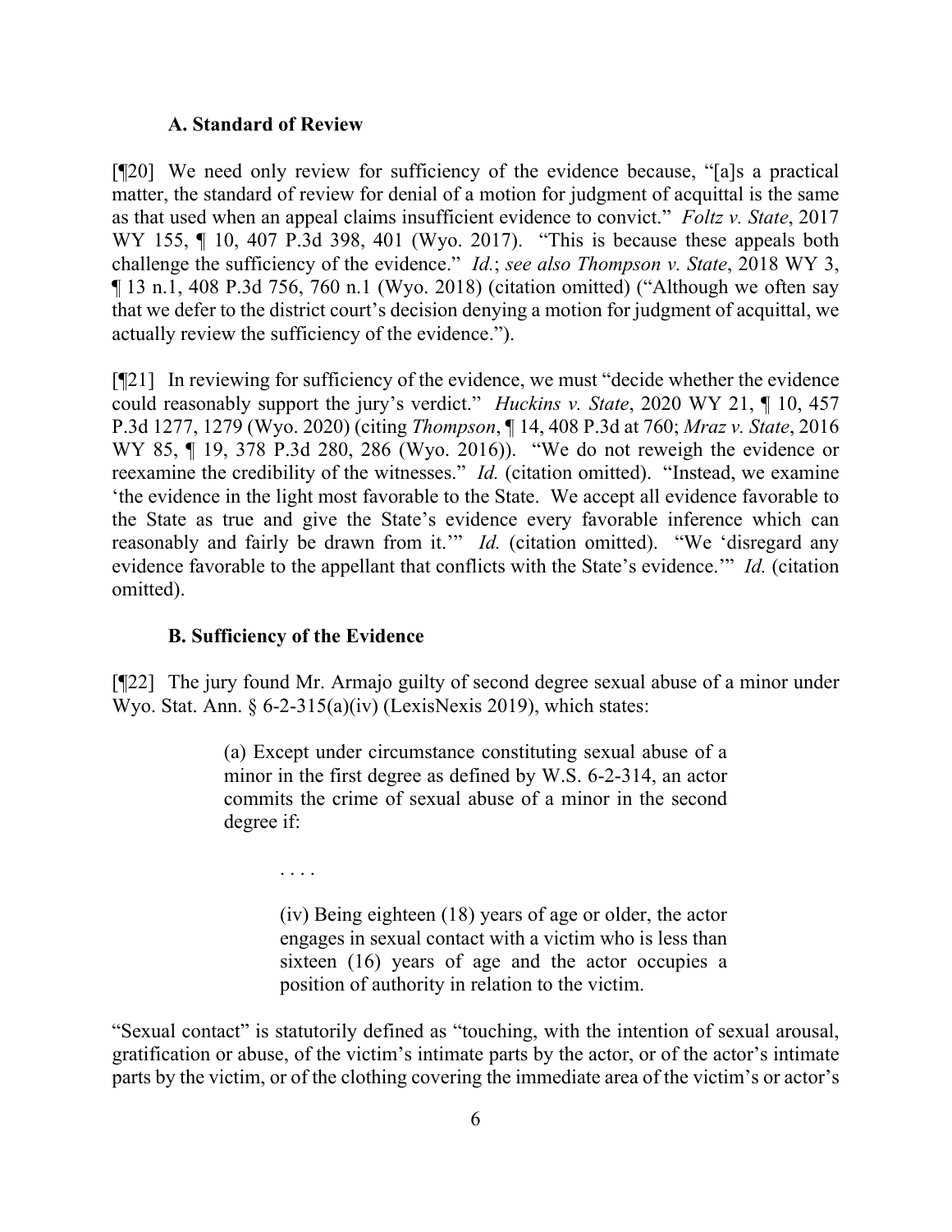### A. Standard of Review

[¶20] We need only review for sufficiency of the evidence because, "[a]s a practical matter, the standard of review for denial of a motion for judgment of acquittal is the same as that used when an appeal claims insufficient evidence to convict." *Foltz v. State*, 2017 WY 155, ¶ 10, 407 P.3d 398, 401 (Wyo. 2017). "This is because these appeals both challenge the sufficiency of the evidence." *Id.*; *see also Thompson v. State*, 2018 WY 3, ¶ 13 n.1, 408 P.3d 756, 760 n.1 (Wyo. 2018) (citation omitted) ("Although we often say that we defer to the district court's decision denying a motion for judgment of acquittal, we actually review the sufficiency of the evidence.").

[¶21] In reviewing for sufficiency of the evidence, we must "decide whether the evidence could reasonably support the jury's verdict." *Huckins v. State*, 2020 WY 21, ¶ 10, 457 P.3d 1277, 1279 (Wyo. 2020) (citing *Thompson*, ¶ 14, 408 P.3d at 760; *Mraz v. State*, 2016 WY 85, ¶ 19, 378 P.3d 280, 286 (Wyo. 2016)). "We do not reweigh the evidence or reexamine the credibility of the witnesses." *Id.* (citation omitted). "Instead, we examine 'the evidence in the light most favorable to the State. We accept all evidence favorable to the State as true and give the State's evidence every favorable inference which can reasonably and fairly be drawn from it.'" *Id.* (citation omitted). "We 'disregard any evidence favorable to the appellant that conflicts with the State's evidence.'" *Id.* (citation omitted).

### B. Sufficiency of the Evidence

[¶22] The jury found Mr. Armajo guilty of second degree sexual abuse of a minor under Wyo. Stat. Ann. § 6-2-315(a)(iv) (LexisNexis 2019), which states:

> (a) Except under circumstance constituting sexual abuse of a minor in the first degree as defined by W.S. 6-2-314, an actor commits the crime of sexual abuse of a minor in the second degree if:
>
> . . . .
>
> (iv) Being eighteen (18) years of age or older, the actor engages in sexual contact with a victim who is less than sixteen (16) years of age and the actor occupies a position of authority in relation to the victim.

"Sexual contact" is statutorily defined as "touching, with the intention of sexual arousal, gratification or abuse, of the victim's intimate parts by the actor, or of the actor's intimate parts by the victim, or of the clothing covering the immediate area of the victim's or actor's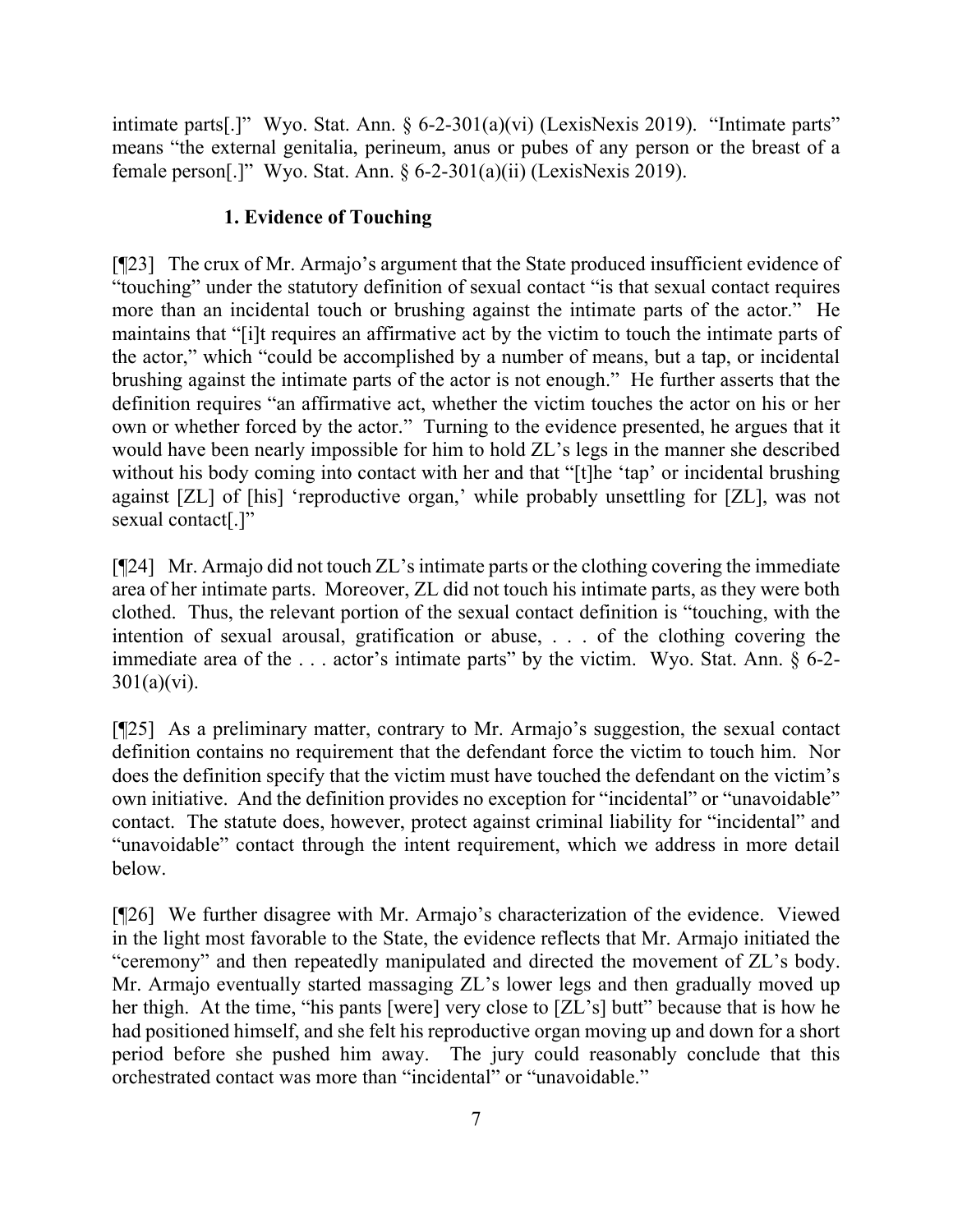intimate parts[.]" Wyo. Stat. Ann. § 6-2-301(a)(vi) (LexisNexis 2019). "Intimate parts" means "the external genitalia, perineum, anus or pubes of any person or the breast of a female person[.]" Wyo. Stat. Ann. § 6-2-301(a)(ii) (LexisNexis 2019).

### 1. Evidence of Touching

[¶23] The crux of Mr. Armajo's argument that the State produced insufficient evidence of "touching" under the statutory definition of sexual contact "is that sexual contact requires more than an incidental touch or brushing against the intimate parts of the actor." He maintains that "[i]t requires an affirmative act by the victim to touch the intimate parts of the actor," which "could be accomplished by a number of means, but a tap, or incidental brushing against the intimate parts of the actor is not enough." He further asserts that the definition requires "an affirmative act, whether the victim touches the actor on his or her own or whether forced by the actor." Turning to the evidence presented, he argues that it would have been nearly impossible for him to hold ZL's legs in the manner she described without his body coming into contact with her and that "[t]he 'tap' or incidental brushing against [ZL] of [his] 'reproductive organ,' while probably unsettling for [ZL], was not sexual contact[.]"

[¶24] Mr. Armajo did not touch ZL's intimate parts or the clothing covering the immediate area of her intimate parts. Moreover, ZL did not touch his intimate parts, as they were both clothed. Thus, the relevant portion of the sexual contact definition is "touching, with the intention of sexual arousal, gratification or abuse, . . . of the clothing covering the immediate area of the . . . actor's intimate parts" by the victim. Wyo. Stat. Ann. § 6-2-301(a)(vi).

[¶25] As a preliminary matter, contrary to Mr. Armajo's suggestion, the sexual contact definition contains no requirement that the defendant force the victim to touch him. Nor does the definition specify that the victim must have touched the defendant on the victim's own initiative. And the definition provides no exception for "incidental" or "unavoidable" contact. The statute does, however, protect against criminal liability for "incidental" and "unavoidable" contact through the intent requirement, which we address in more detail below.

[¶26] We further disagree with Mr. Armajo's characterization of the evidence. Viewed in the light most favorable to the State, the evidence reflects that Mr. Armajo initiated the "ceremony" and then repeatedly manipulated and directed the movement of ZL's body. Mr. Armajo eventually started massaging ZL's lower legs and then gradually moved up her thigh. At the time, "his pants [were] very close to [ZL's] butt" because that is how he had positioned himself, and she felt his reproductive organ moving up and down for a short period before she pushed him away. The jury could reasonably conclude that this orchestrated contact was more than "incidental" or "unavoidable."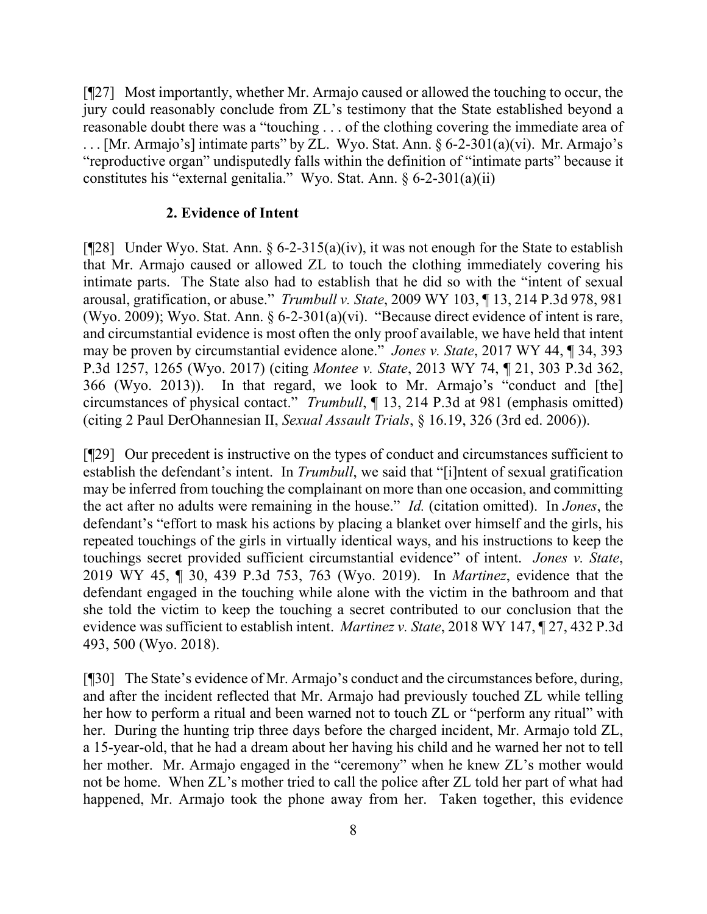[¶27] Most importantly, whether Mr. Armajo caused or allowed the touching to occur, the jury could reasonably conclude from ZL's testimony that the State established beyond a reasonable doubt there was a "touching . . . of the clothing covering the immediate area of . . . [Mr. Armajo's] intimate parts" by ZL. Wyo. Stat. Ann. § 6-2-301(a)(vi). Mr. Armajo's "reproductive organ" undisputedly falls within the definition of "intimate parts" because it constitutes his "external genitalia." Wyo. Stat. Ann. § 6-2-301(a)(ii)

**2. Evidence of Intent**

[¶28] Under Wyo. Stat. Ann. § 6-2-315(a)(iv), it was not enough for the State to establish that Mr. Armajo caused or allowed ZL to touch the clothing immediately covering his intimate parts. The State also had to establish that he did so with the "intent of sexual arousal, gratification, or abuse." *Trumbull v. State*, 2009 WY 103, ¶ 13, 214 P.3d 978, 981 (Wyo. 2009); Wyo. Stat. Ann. § 6-2-301(a)(vi). "Because direct evidence of intent is rare, and circumstantial evidence is most often the only proof available, we have held that intent may be proven by circumstantial evidence alone." *Jones v. State*, 2017 WY 44, ¶ 34, 393 P.3d 1257, 1265 (Wyo. 2017) (citing *Montee v. State*, 2013 WY 74, ¶ 21, 303 P.3d 362, 366 (Wyo. 2013)). In that regard, we look to Mr. Armajo's "conduct and [the] circumstances of physical contact." *Trumbull*, ¶ 13, 214 P.3d at 981 (emphasis omitted) (citing 2 Paul DerOhannesian II, *Sexual Assault Trials*, § 16.19, 326 (3rd ed. 2006)).

[¶29] Our precedent is instructive on the types of conduct and circumstances sufficient to establish the defendant's intent. In *Trumbull*, we said that "[i]ntent of sexual gratification may be inferred from touching the complainant on more than one occasion, and committing the act after no adults were remaining in the house." *Id.* (citation omitted). In *Jones*, the defendant's "effort to mask his actions by placing a blanket over himself and the girls, his repeated touchings of the girls in virtually identical ways, and his instructions to keep the touchings secret provided sufficient circumstantial evidence" of intent. *Jones v. State*, 2019 WY 45, ¶ 30, 439 P.3d 753, 763 (Wyo. 2019). In *Martinez*, evidence that the defendant engaged in the touching while alone with the victim in the bathroom and that she told the victim to keep the touching a secret contributed to our conclusion that the evidence was sufficient to establish intent. *Martinez v. State*, 2018 WY 147, ¶ 27, 432 P.3d 493, 500 (Wyo. 2018).

[¶30] The State's evidence of Mr. Armajo's conduct and the circumstances before, during, and after the incident reflected that Mr. Armajo had previously touched ZL while telling her how to perform a ritual and been warned not to touch ZL or "perform any ritual" with her. During the hunting trip three days before the charged incident, Mr. Armajo told ZL, a 15-year-old, that he had a dream about her having his child and he warned her not to tell her mother. Mr. Armajo engaged in the "ceremony" when he knew ZL's mother would not be home. When ZL's mother tried to call the police after ZL told her part of what had happened, Mr. Armajo took the phone away from her. Taken together, this evidence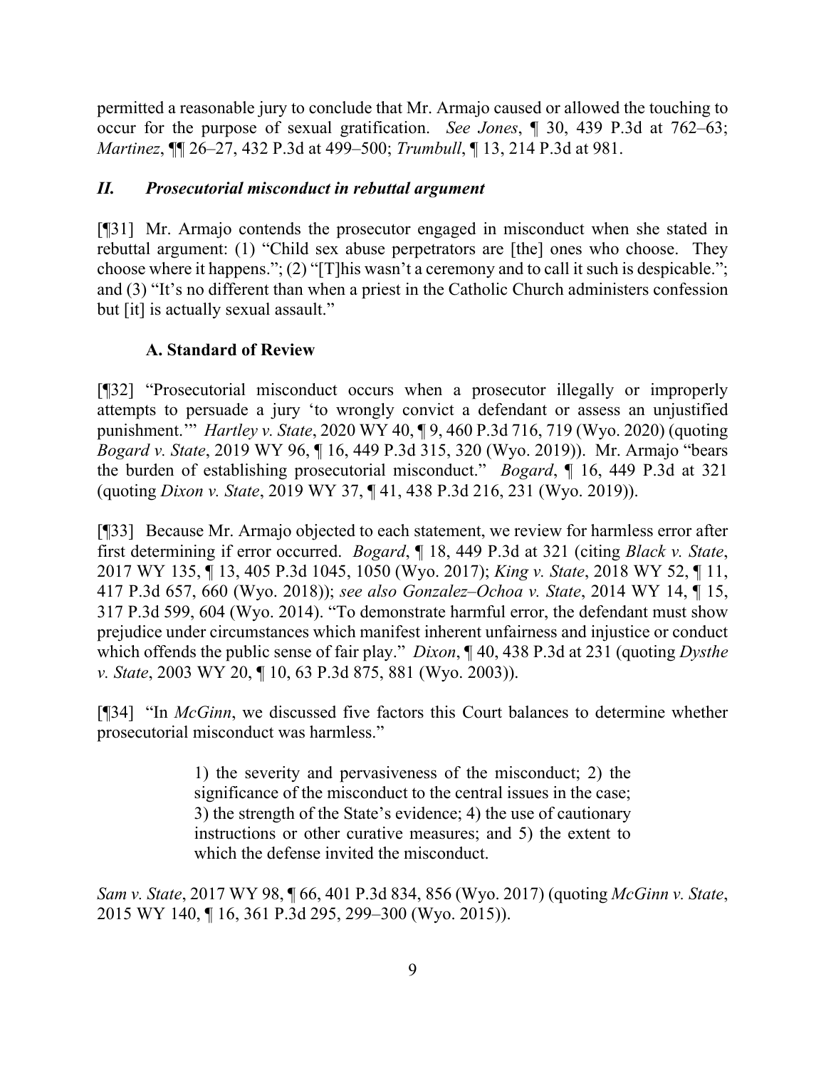permitted a reasonable jury to conclude that Mr. Armajo caused or allowed the touching to occur for the purpose of sexual gratification. *See Jones*, ¶ 30, 439 P.3d at 762–63; *Martinez*, ¶¶ 26–27, 432 P.3d at 499–500; *Trumbull*, ¶ 13, 214 P.3d at 981.

## *II. Prosecutorial misconduct in rebuttal argument*

[¶31] Mr. Armajo contends the prosecutor engaged in misconduct when she stated in rebuttal argument: (1) "Child sex abuse perpetrators are [the] ones who choose. They choose where it happens."; (2) "[T]his wasn't a ceremony and to call it such is despicable."; and (3) "It's no different than when a priest in the Catholic Church administers confession but [it] is actually sexual assault."

### A. Standard of Review

[¶32] "Prosecutorial misconduct occurs when a prosecutor illegally or improperly attempts to persuade a jury 'to wrongly convict a defendant or assess an unjustified punishment.'" *Hartley v. State*, 2020 WY 40, ¶ 9, 460 P.3d 716, 719 (Wyo. 2020) (quoting *Bogard v. State*, 2019 WY 96, ¶ 16, 449 P.3d 315, 320 (Wyo. 2019)). Mr. Armajo "bears the burden of establishing prosecutorial misconduct." *Bogard*, ¶ 16, 449 P.3d at 321 (quoting *Dixon v. State*, 2019 WY 37, ¶ 41, 438 P.3d 216, 231 (Wyo. 2019)).

[¶33] Because Mr. Armajo objected to each statement, we review for harmless error after first determining if error occurred. *Bogard*, ¶ 18, 449 P.3d at 321 (citing *Black v. State*, 2017 WY 135, ¶ 13, 405 P.3d 1045, 1050 (Wyo. 2017); *King v. State*, 2018 WY 52, ¶ 11, 417 P.3d 657, 660 (Wyo. 2018)); *see also Gonzalez–Ochoa v. State*, 2014 WY 14, ¶ 15, 317 P.3d 599, 604 (Wyo. 2014). "To demonstrate harmful error, the defendant must show prejudice under circumstances which manifest inherent unfairness and injustice or conduct which offends the public sense of fair play." *Dixon*, ¶ 40, 438 P.3d at 231 (quoting *Dysthe v. State*, 2003 WY 20, ¶ 10, 63 P.3d 875, 881 (Wyo. 2003)).

[¶34] "In *McGinn*, we discussed five factors this Court balances to determine whether prosecutorial misconduct was harmless."

> 1) the severity and pervasiveness of the misconduct; 2) the significance of the misconduct to the central issues in the case; 3) the strength of the State's evidence; 4) the use of cautionary instructions or other curative measures; and 5) the extent to which the defense invited the misconduct.

*Sam v. State*, 2017 WY 98, ¶ 66, 401 P.3d 834, 856 (Wyo. 2017) (quoting *McGinn v. State*, 2015 WY 140, ¶ 16, 361 P.3d 295, 299–300 (Wyo. 2015)).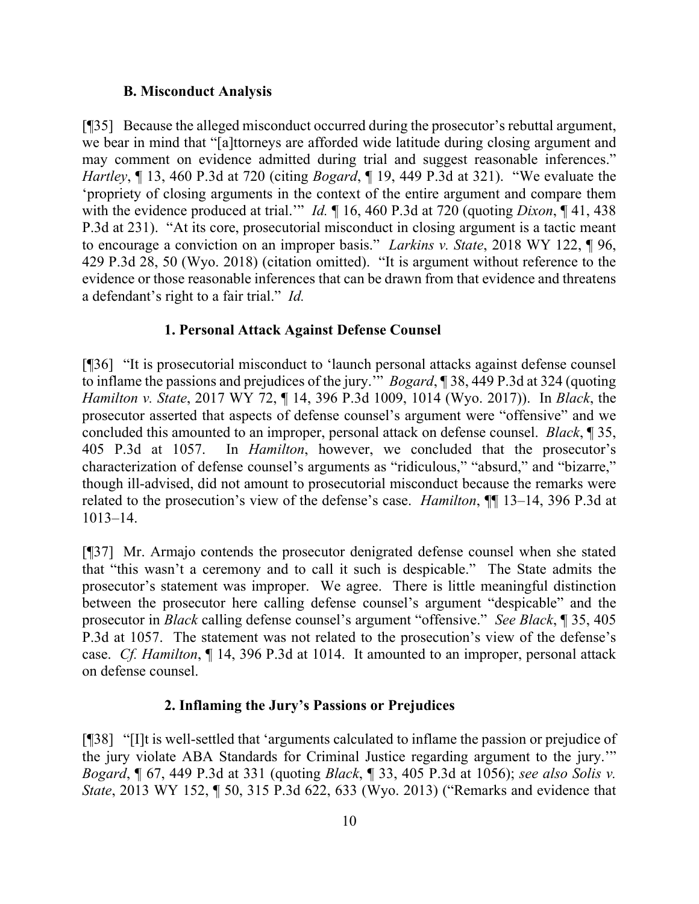### B. Misconduct Analysis

[¶35] Because the alleged misconduct occurred during the prosecutor's rebuttal argument, we bear in mind that "[a]ttorneys are afforded wide latitude during closing argument and may comment on evidence admitted during trial and suggest reasonable inferences." *Hartley*, ¶ 13, 460 P.3d at 720 (citing *Bogard*, ¶ 19, 449 P.3d at 321). "We evaluate the 'propriety of closing arguments in the context of the entire argument and compare them with the evidence produced at trial.'" *Id.* ¶ 16, 460 P.3d at 720 (quoting *Dixon*, ¶ 41, 438 P.3d at 231). "At its core, prosecutorial misconduct in closing argument is a tactic meant to encourage a conviction on an improper basis." *Larkins v. State*, 2018 WY 122, ¶ 96, 429 P.3d 28, 50 (Wyo. 2018) (citation omitted). "It is argument without reference to the evidence or those reasonable inferences that can be drawn from that evidence and threatens a defendant's right to a fair trial." *Id.*

#### 1. Personal Attack Against Defense Counsel

[¶36] "It is prosecutorial misconduct to 'launch personal attacks against defense counsel to inflame the passions and prejudices of the jury.'" *Bogard*, ¶ 38, 449 P.3d at 324 (quoting *Hamilton v. State*, 2017 WY 72, ¶ 14, 396 P.3d 1009, 1014 (Wyo. 2017)). In *Black*, the prosecutor asserted that aspects of defense counsel's argument were "offensive" and we concluded this amounted to an improper, personal attack on defense counsel. *Black*, ¶ 35, 405 P.3d at 1057. In *Hamilton*, however, we concluded that the prosecutor's characterization of defense counsel's arguments as "ridiculous," "absurd," and "bizarre," though ill-advised, did not amount to prosecutorial misconduct because the remarks were related to the prosecution's view of the defense's case. *Hamilton*, ¶¶ 13–14, 396 P.3d at 1013–14.

[¶37] Mr. Armajo contends the prosecutor denigrated defense counsel when she stated that "this wasn't a ceremony and to call it such is despicable." The State admits the prosecutor's statement was improper. We agree. There is little meaningful distinction between the prosecutor here calling defense counsel's argument "despicable" and the prosecutor in *Black* calling defense counsel's argument "offensive." *See Black*, ¶ 35, 405 P.3d at 1057. The statement was not related to the prosecution's view of the defense's case. *Cf. Hamilton*, ¶ 14, 396 P.3d at 1014. It amounted to an improper, personal attack on defense counsel.

#### 2. Inflaming the Jury's Passions or Prejudices

[¶38] "[I]t is well-settled that 'arguments calculated to inflame the passion or prejudice of the jury violate ABA Standards for Criminal Justice regarding argument to the jury.'" *Bogard*, ¶ 67, 449 P.3d at 331 (quoting *Black*, ¶ 33, 405 P.3d at 1056); *see also Solis v. State*, 2013 WY 152, ¶ 50, 315 P.3d 622, 633 (Wyo. 2013) ("Remarks and evidence that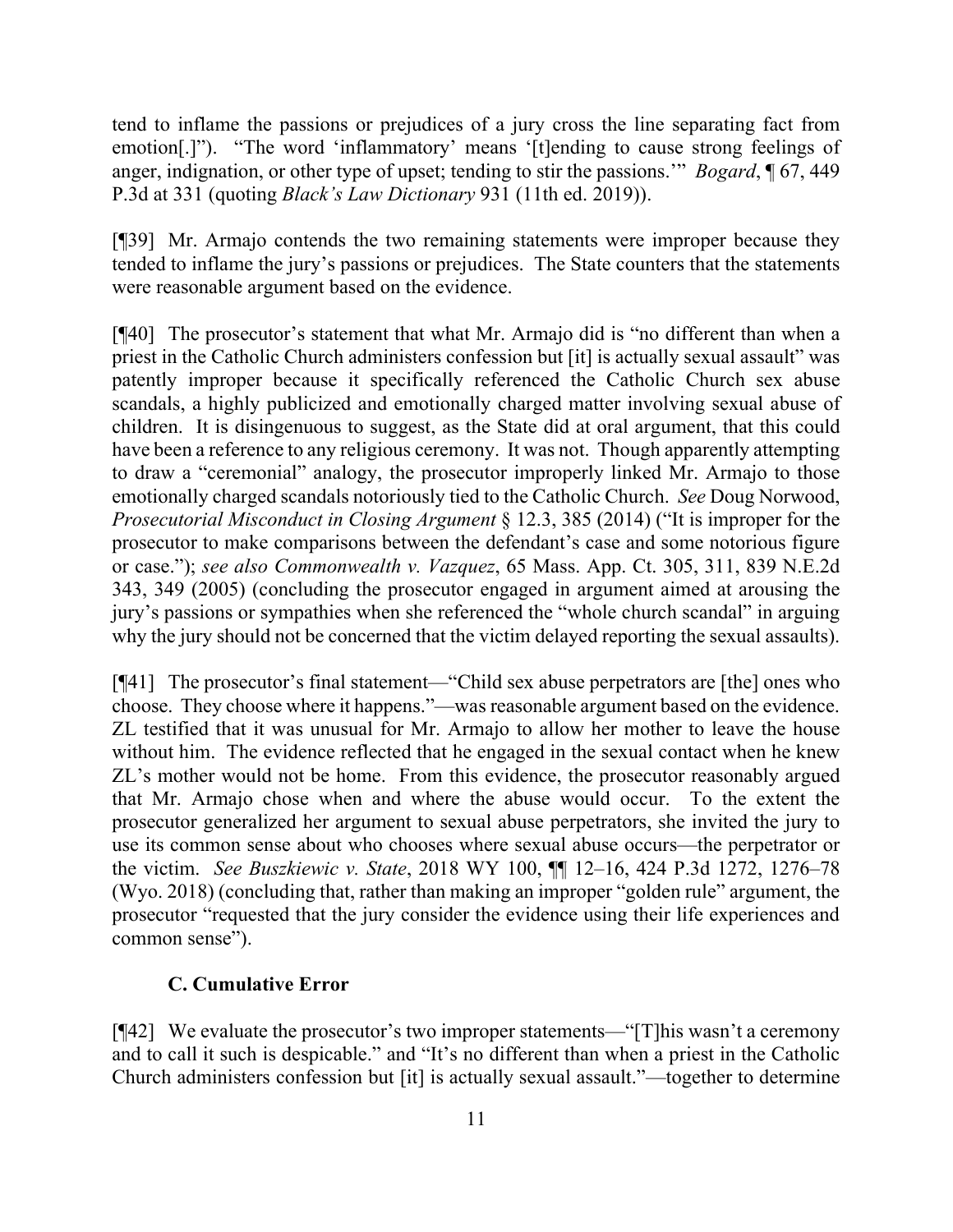tend to inflame the passions or prejudices of a jury cross the line separating fact from emotion[.]"). "The word 'inflammatory' means '[t]ending to cause strong feelings of anger, indignation, or other type of upset; tending to stir the passions.'" *Bogard*, ¶ 67, 449 P.3d at 331 (quoting *Black's Law Dictionary* 931 (11th ed. 2019)).

[¶39] Mr. Armajo contends the two remaining statements were improper because they tended to inflame the jury's passions or prejudices. The State counters that the statements were reasonable argument based on the evidence.

[¶40] The prosecutor's statement that what Mr. Armajo did is "no different than when a priest in the Catholic Church administers confession but [it] is actually sexual assault" was patently improper because it specifically referenced the Catholic Church sex abuse scandals, a highly publicized and emotionally charged matter involving sexual abuse of children. It is disingenuous to suggest, as the State did at oral argument, that this could have been a reference to any religious ceremony. It was not. Though apparently attempting to draw a "ceremonial" analogy, the prosecutor improperly linked Mr. Armajo to those emotionally charged scandals notoriously tied to the Catholic Church. *See* Doug Norwood, *Prosecutorial Misconduct in Closing Argument* § 12.3, 385 (2014) ("It is improper for the prosecutor to make comparisons between the defendant's case and some notorious figure or case."); *see also Commonwealth v. Vazquez*, 65 Mass. App. Ct. 305, 311, 839 N.E.2d 343, 349 (2005) (concluding the prosecutor engaged in argument aimed at arousing the jury's passions or sympathies when she referenced the "whole church scandal" in arguing why the jury should not be concerned that the victim delayed reporting the sexual assaults).

[¶41] The prosecutor's final statement—"Child sex abuse perpetrators are [the] ones who choose. They choose where it happens."—was reasonable argument based on the evidence. ZL testified that it was unusual for Mr. Armajo to allow her mother to leave the house without him. The evidence reflected that he engaged in the sexual contact when he knew ZL's mother would not be home. From this evidence, the prosecutor reasonably argued that Mr. Armajo chose when and where the abuse would occur. To the extent the prosecutor generalized her argument to sexual abuse perpetrators, she invited the jury to use its common sense about who chooses where sexual abuse occurs—the perpetrator or the victim. *See Buszkiewic v. State*, 2018 WY 100, ¶¶ 12–16, 424 P.3d 1272, 1276–78 (Wyo. 2018) (concluding that, rather than making an improper "golden rule" argument, the prosecutor "requested that the jury consider the evidence using their life experiences and common sense").

### C. Cumulative Error

[¶42] We evaluate the prosecutor's two improper statements—"[T]his wasn't a ceremony and to call it such is despicable." and "It's no different than when a priest in the Catholic Church administers confession but [it] is actually sexual assault."—together to determine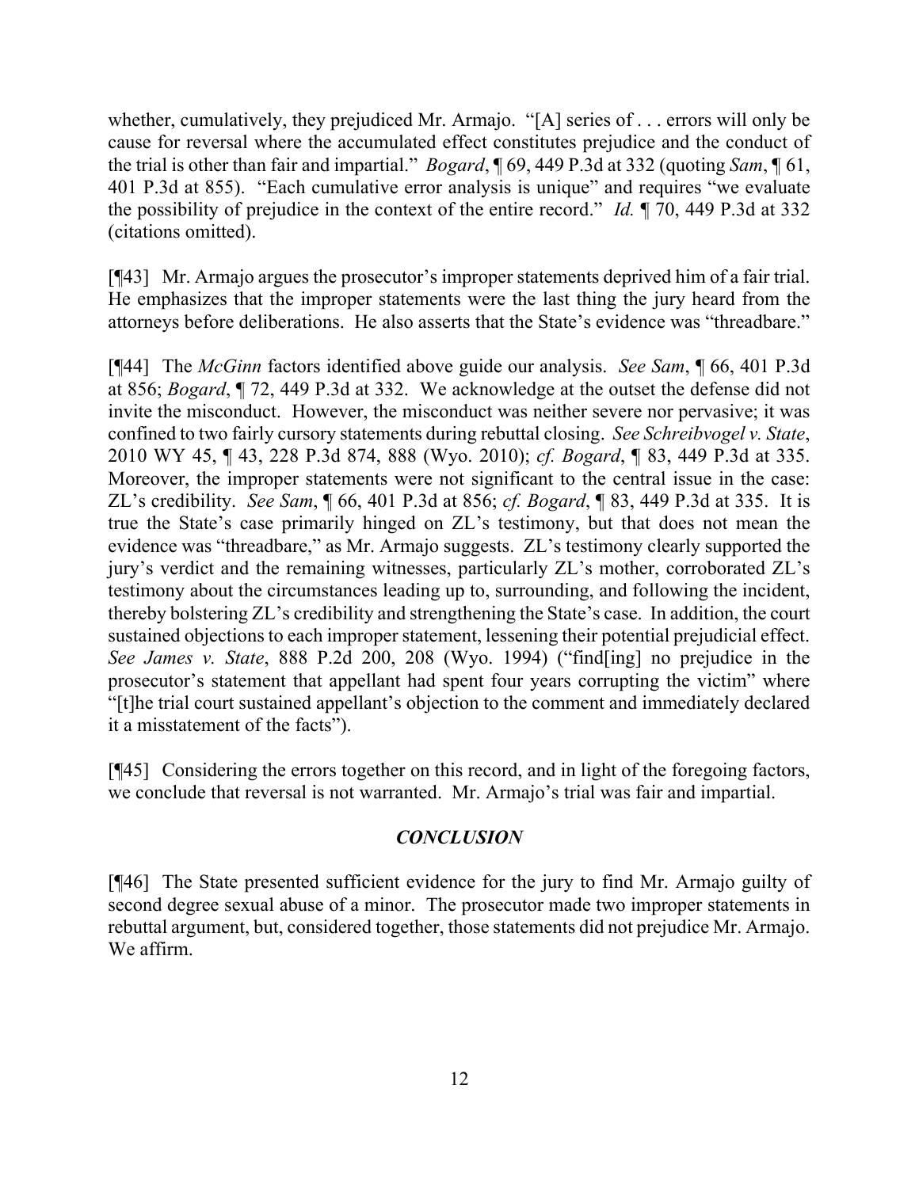whether, cumulatively, they prejudiced Mr. Armajo. "[A] series of . . . errors will only be cause for reversal where the accumulated effect constitutes prejudice and the conduct of the trial is other than fair and impartial." *Bogard*, ¶ 69, 449 P.3d at 332 (quoting *Sam*, ¶ 61, 401 P.3d at 855). "Each cumulative error analysis is unique" and requires "we evaluate the possibility of prejudice in the context of the entire record." *Id.* ¶ 70, 449 P.3d at 332 (citations omitted).

[¶43] Mr. Armajo argues the prosecutor's improper statements deprived him of a fair trial. He emphasizes that the improper statements were the last thing the jury heard from the attorneys before deliberations. He also asserts that the State's evidence was "threadbare."

[¶44] The *McGinn* factors identified above guide our analysis. *See Sam*, ¶ 66, 401 P.3d at 856; *Bogard*, ¶ 72, 449 P.3d at 332. We acknowledge at the outset the defense did not invite the misconduct. However, the misconduct was neither severe nor pervasive; it was confined to two fairly cursory statements during rebuttal closing. *See Schreibvogel v. State*, 2010 WY 45, ¶ 43, 228 P.3d 874, 888 (Wyo. 2010); *cf. Bogard*, ¶ 83, 449 P.3d at 335. Moreover, the improper statements were not significant to the central issue in the case: ZL's credibility. *See Sam*, ¶ 66, 401 P.3d at 856; *cf. Bogard*, ¶ 83, 449 P.3d at 335. It is true the State's case primarily hinged on ZL's testimony, but that does not mean the evidence was "threadbare," as Mr. Armajo suggests. ZL's testimony clearly supported the jury's verdict and the remaining witnesses, particularly ZL's mother, corroborated ZL's testimony about the circumstances leading up to, surrounding, and following the incident, thereby bolstering ZL's credibility and strengthening the State's case. In addition, the court sustained objections to each improper statement, lessening their potential prejudicial effect. *See James v. State*, 888 P.2d 200, 208 (Wyo. 1994) ("find[ing] no prejudice in the prosecutor's statement that appellant had spent four years corrupting the victim" where "[t]he trial court sustained appellant's objection to the comment and immediately declared it a misstatement of the facts").

[¶45] Considering the errors together on this record, and in light of the foregoing factors, we conclude that reversal is not warranted. Mr. Armajo's trial was fair and impartial.

## *CONCLUSION*

[¶46] The State presented sufficient evidence for the jury to find Mr. Armajo guilty of second degree sexual abuse of a minor. The prosecutor made two improper statements in rebuttal argument, but, considered together, those statements did not prejudice Mr. Armajo. We affirm.